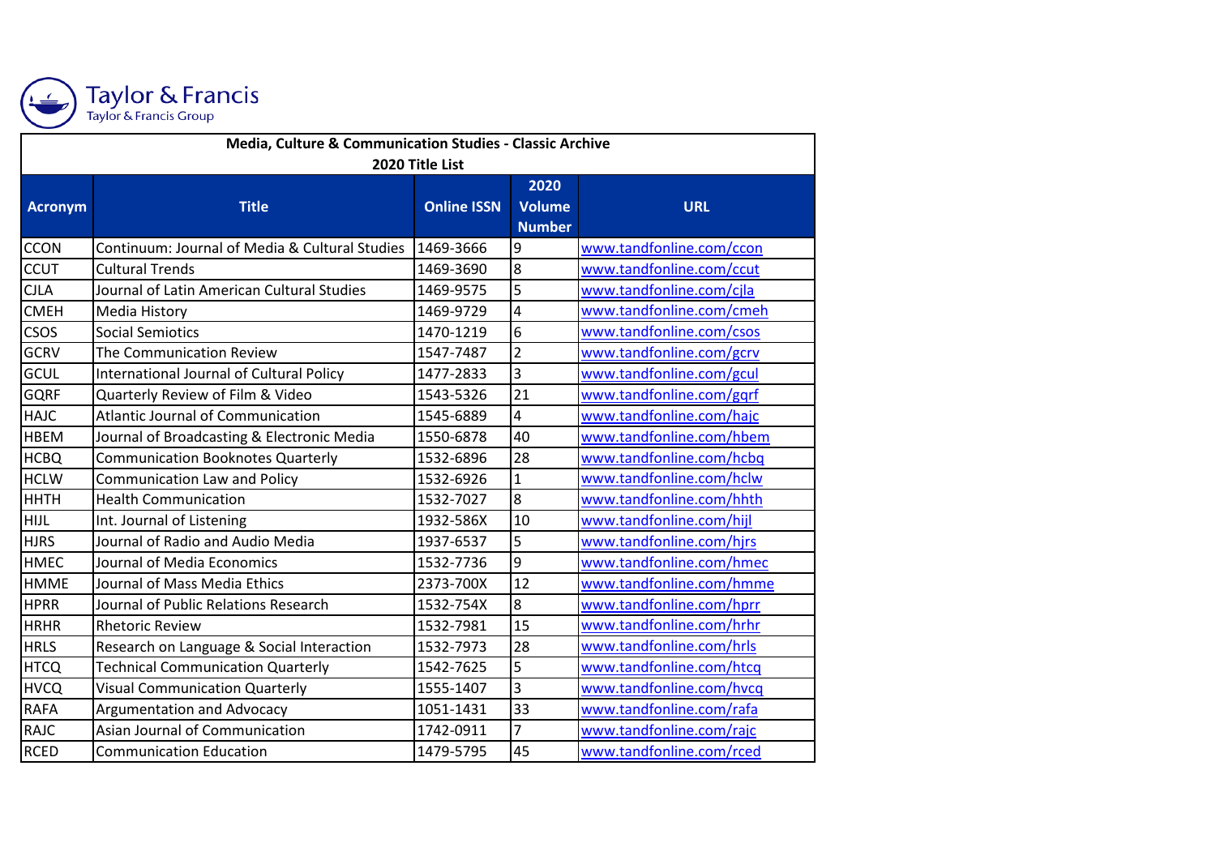Taylor & Francis
Taylor & Francis Group

## Media, Culture & Communication Studies - Classic Archive
### 2020 Title List

| Acronym | Title | Online ISSN | 2020 Volume Number | URL |
|---|---|---|---|---|
| CCON | Continuum: Journal of Media & Cultural Studies | 1469-3666 | 9 | www.tandfonline.com/ccon |
| CCUT | Cultural Trends | 1469-3690 | 8 | www.tandfonline.com/ccut |
| CJLA | Journal of Latin American Cultural Studies | 1469-9575 | 5 | www.tandfonline.com/cjla |
| CMEH | Media History | 1469-9729 | 4 | www.tandfonline.com/cmeh |
| CSOS | Social Semiotics | 1470-1219 | 6 | www.tandfonline.com/csos |
| GCRV | The Communication Review | 1547-7487 | 2 | www.tandfonline.com/gcrv |
| GCUL | International Journal of Cultural Policy | 1477-2833 | 3 | www.tandfonline.com/gcul |
| GQRF | Quarterly Review of Film & Video | 1543-5326 | 21 | www.tandfonline.com/gqrf |
| HAJC | Atlantic Journal of Communication | 1545-6889 | 4 | www.tandfonline.com/hajc |
| HBEM | Journal of Broadcasting & Electronic Media | 1550-6878 | 40 | www.tandfonline.com/hbem |
| HCBQ | Communication Booknotes Quarterly | 1532-6896 | 28 | www.tandfonline.com/hcbq |
| HCLW | Communication Law and Policy | 1532-6926 | 1 | www.tandfonline.com/hclw |
| HHTH | Health Communication | 1532-7027 | 8 | www.tandfonline.com/hhth |
| HIJL | Int. Journal of Listening | 1932-586X | 10 | www.tandfonline.com/hijl |
| HJRS | Journal of Radio and Audio Media | 1937-6537 | 5 | www.tandfonline.com/hjrs |
| HMEC | Journal of Media Economics | 1532-7736 | 9 | www.tandfonline.com/hmec |
| HMME | Journal of Mass Media Ethics | 2373-700X | 12 | www.tandfonline.com/hmme |
| HPRR | Journal of Public Relations Research | 1532-754X | 8 | www.tandfonline.com/hprr |
| HRHR | Rhetoric Review | 1532-7981 | 15 | www.tandfonline.com/hrhr |
| HRLS | Research on Language & Social Interaction | 1532-7973 | 28 | www.tandfonline.com/hrls |
| HTCQ | Technical Communication Quarterly | 1542-7625 | 5 | www.tandfonline.com/htcq |
| HVCQ | Visual Communication Quarterly | 1555-1407 | 3 | www.tandfonline.com/hvcq |
| RAFA | Argumentation and Advocacy | 1051-1431 | 33 | www.tandfonline.com/rafa |
| RAJC | Asian Journal of Communication | 1742-0911 | 7 | www.tandfonline.com/rajc |
| RCED | Communication Education | 1479-5795 | 45 | www.tandfonline.com/rced |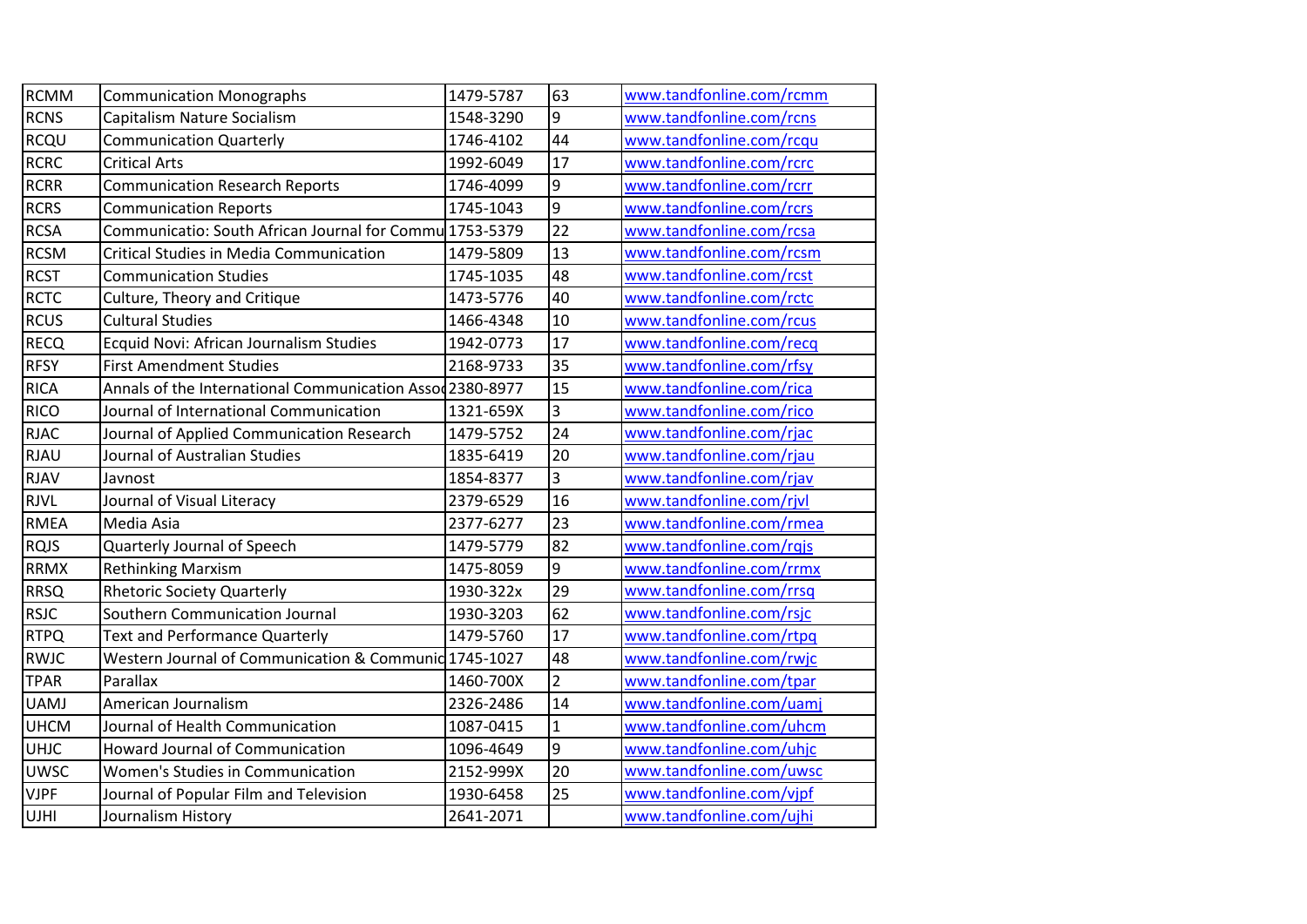| | | | | |
|---|---|---|---|---|
| RCMM | Communication Monographs | 1479-5787 | 63 | www.tandfonline.com/rcmm |
| RCNS | Capitalism Nature Socialism | 1548-3290 | 9 | www.tandfonline.com/rcns |
| RCQU | Communication Quarterly | 1746-4102 | 44 | www.tandfonline.com/rcqu |
| RCRC | Critical Arts | 1992-6049 | 17 | www.tandfonline.com/rcrc |
| RCRR | Communication Research Reports | 1746-4099 | 9 | www.tandfonline.com/rcrr |
| RCRS | Communication Reports | 1745-1043 | 9 | www.tandfonline.com/rcrs |
| RCSA | Communicatio: South African Journal for Commu | 1753-5379 | 22 | www.tandfonline.com/rcsa |
| RCSM | Critical Studies in Media Communication | 1479-5809 | 13 | www.tandfonline.com/rcsm |
| RCST | Communication Studies | 1745-1035 | 48 | www.tandfonline.com/rcst |
| RCTC | Culture, Theory and Critique | 1473-5776 | 40 | www.tandfonline.com/rctc |
| RCUS | Cultural Studies | 1466-4348 | 10 | www.tandfonline.com/rcus |
| RECQ | Ecquid Novi: African Journalism Studies | 1942-0773 | 17 | www.tandfonline.com/recq |
| RFSY | First Amendment Studies | 2168-9733 | 35 | www.tandfonline.com/rfsy |
| RICA | Annals of the International Communication Asso | 2380-8977 | 15 | www.tandfonline.com/rica |
| RICO | Journal of International Communication | 1321-659X | 3 | www.tandfonline.com/rico |
| RJAC | Journal of Applied Communication Research | 1479-5752 | 24 | www.tandfonline.com/rjac |
| RJAU | Journal of Australian Studies | 1835-6419 | 20 | www.tandfonline.com/rjau |
| RJAV | Javnost | 1854-8377 | 3 | www.tandfonline.com/rjav |
| RJVL | Journal of Visual Literacy | 2379-6529 | 16 | www.tandfonline.com/rjvl |
| RMEA | Media Asia | 2377-6277 | 23 | www.tandfonline.com/rmea |
| RQJS | Quarterly Journal of Speech | 1479-5779 | 82 | www.tandfonline.com/rqjs |
| RRMX | Rethinking Marxism | 1475-8059 | 9 | www.tandfonline.com/rrmx |
| RRSQ | Rhetoric Society Quarterly | 1930-322x | 29 | www.tandfonline.com/rrsq |
| RSJC | Southern Communication Journal | 1930-3203 | 62 | www.tandfonline.com/rsjc |
| RTPQ | Text and Performance Quarterly | 1479-5760 | 17 | www.tandfonline.com/rtpq |
| RWJC | Western Journal of Communication & Communic | 1745-1027 | 48 | www.tandfonline.com/rwjc |
| TPAR | Parallax | 1460-700X | 2 | www.tandfonline.com/tpar |
| UAMJ | American Journalism | 2326-2486 | 14 | www.tandfonline.com/uamj |
| UHCM | Journal of Health Communication | 1087-0415 | 1 | www.tandfonline.com/uhcm |
| UHJC | Howard Journal of Communication | 1096-4649 | 9 | www.tandfonline.com/uhjc |
| UWSC | Women's Studies in Communication | 2152-999X | 20 | www.tandfonline.com/uwsc |
| VJPF | Journal of Popular Film and Television | 1930-6458 | 25 | www.tandfonline.com/vjpf |
| UJHI | Journalism History | 2641-2071 | | www.tandfonline.com/ujhi |